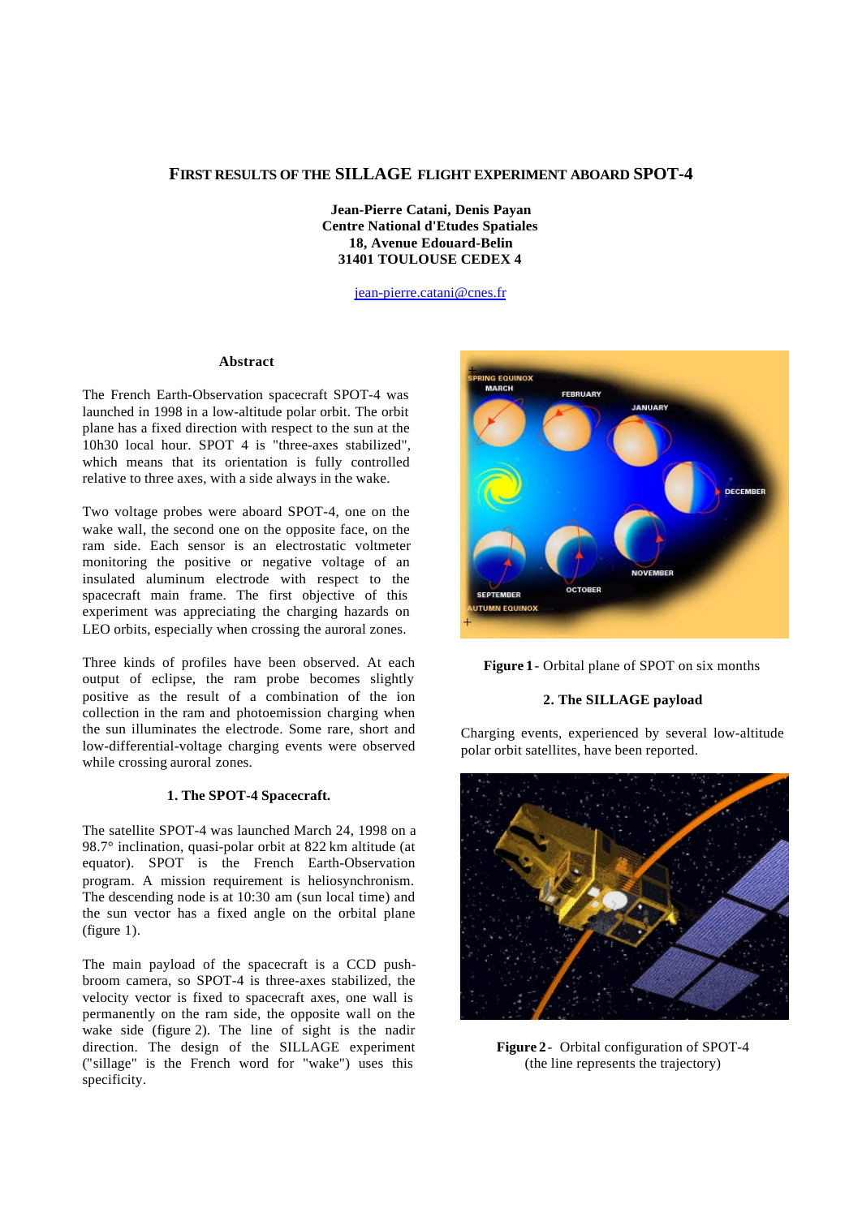# FIRST RESULTS OF THE SILLAGE FLIGHT EXPERIMENT ABOARD SPOT-4

**Jean-Pierre Catani, Denis Payan**
**Centre National d'Etudes Spatiales**
**18, Avenue Edouard-Belin**
**31401 TOULOUSE CEDEX 4**

jean-pierre.catani@cnes.fr

### Abstract

The French Earth-Observation spacecraft SPOT-4 was launched in 1998 in a low-altitude polar orbit. The orbit plane has a fixed direction with respect to the sun at the 10h30 local hour. SPOT 4 is "three-axes stabilized", which means that its orientation is fully controlled relative to three axes, with a side always in the wake.

Two voltage probes were aboard SPOT-4, one on the wake wall, the second one on the opposite face, on the ram side. Each sensor is an electrostatic voltmeter monitoring the positive or negative voltage of an insulated aluminum electrode with respect to the spacecraft main frame. The first objective of this experiment was appreciating the charging hazards on LEO orbits, especially when crossing the auroral zones.

Three kinds of profiles have been observed. At each output of eclipse, the ram probe becomes slightly positive as the result of a combination of the ion collection in the ram and photoemission charging when the sun illuminates the electrode. Some rare, short and low-differential-voltage charging events were observed while crossing auroral zones.

### 1. The SPOT-4 Spacecraft.

The satellite SPOT-4 was launched March 24, 1998 on a 98.7° inclination, quasi-polar orbit at 822 km altitude (at equator). SPOT is the French Earth-Observation program. A mission requirement is heliosynchronism. The descending node is at 10:30 am (sun local time) and the sun vector has a fixed angle on the orbital plane (figure 1).

The main payload of the spacecraft is a CCD push-broom camera, so SPOT-4 is three-axes stabilized, the velocity vector is fixed to spacecraft axes, one wall is permanently on the ram side, the opposite wall on the wake side (figure 2). The line of sight is the nadir direction. The design of the SILLAGE experiment ("sillage" is the French word for "wake") uses this specificity.

SPRING EQUINOX
MARCH
FEBRUARY
JANUARY
DECEMBER
NOVEMBER
OCTOBER
SEPTEMBER
AUTUMN EQUINOX

**Figure 1** - Orbital plane of SPOT on six months

### 2. The SILLAGE payload

Charging events, experienced by several low-altitude polar orbit satellites, have been reported.

**Figure 2** - Orbital configuration of SPOT-4
(the line represents the trajectory)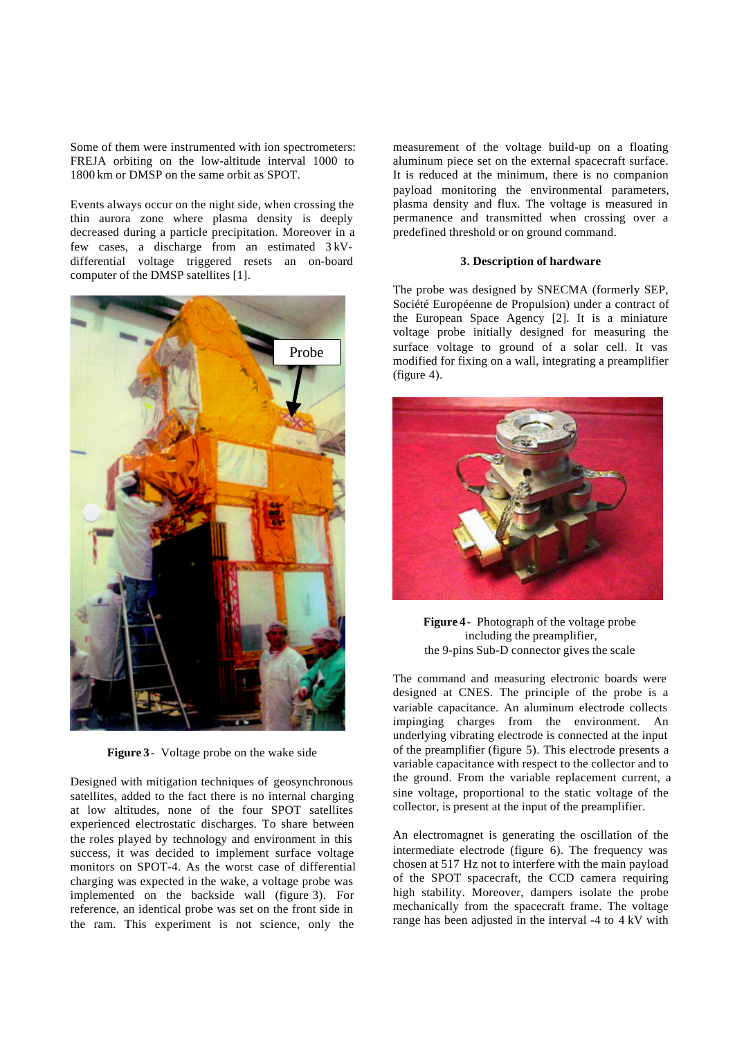Some of them were instrumented with ion spectrometers: FREJA orbiting on the low-altitude interval 1000 to 1800 km or DMSP on the same orbit as SPOT.

Events always occur on the night side, when crossing the thin aurora zone where plasma density is deeply decreased during a particle precipitation. Moreover in a few cases, a discharge from an estimated 3 kV-differential voltage triggered resets an on-board computer of the DMSP satellites [1].

Probe

**Figure 3** - Voltage probe on the wake side

Designed with mitigation techniques of geosynchronous satellites, added to the fact there is no internal charging at low altitudes, none of the four SPOT satellites experienced electrostatic discharges. To share between the roles played by technology and environment in this success, it was decided to implement surface voltage monitors on SPOT-4. As the worst case of differential charging was expected in the wake, a voltage probe was implemented on the backside wall (figure 3). For reference, an identical probe was set on the front side in the ram. This experiment is not science, only the measurement of the voltage build-up on a floating aluminum piece set on the external spacecraft surface. It is reduced at the minimum, there is no companion payload monitoring the environmental parameters, plasma density and flux. The voltage is measured in permanence and transmitted when crossing over a predefined threshold or on ground command.

## 3. Description of hardware

The probe was designed by SNECMA (formerly SEP, Société Européenne de Propulsion) under a contract of the European Space Agency [2]. It is a miniature voltage probe initially designed for measuring the surface voltage to ground of a solar cell. It vas modified for fixing on a wall, integrating a preamplifier (figure 4).

**Figure 4** - Photograph of the voltage probe including the preamplifier, the 9-pins Sub-D connector gives the scale

The command and measuring electronic boards were designed at CNES. The principle of the probe is a variable capacitance. An aluminum electrode collects impinging charges from the environment. An underlying vibrating electrode is connected at the input of the preamplifier (figure 5). This electrode presents a variable capacitance with respect to the collector and to the ground. From the variable replacement current, a sine voltage, proportional to the static voltage of the collector, is present at the input of the preamplifier.

An electromagnet is generating the oscillation of the intermediate electrode (figure 6). The frequency was chosen at 517 Hz not to interfere with the main payload of the SPOT spacecraft, the CCD camera requiring high stability. Moreover, dampers isolate the probe mechanically from the spacecraft frame. The voltage range has been adjusted in the interval -4 to 4 kV with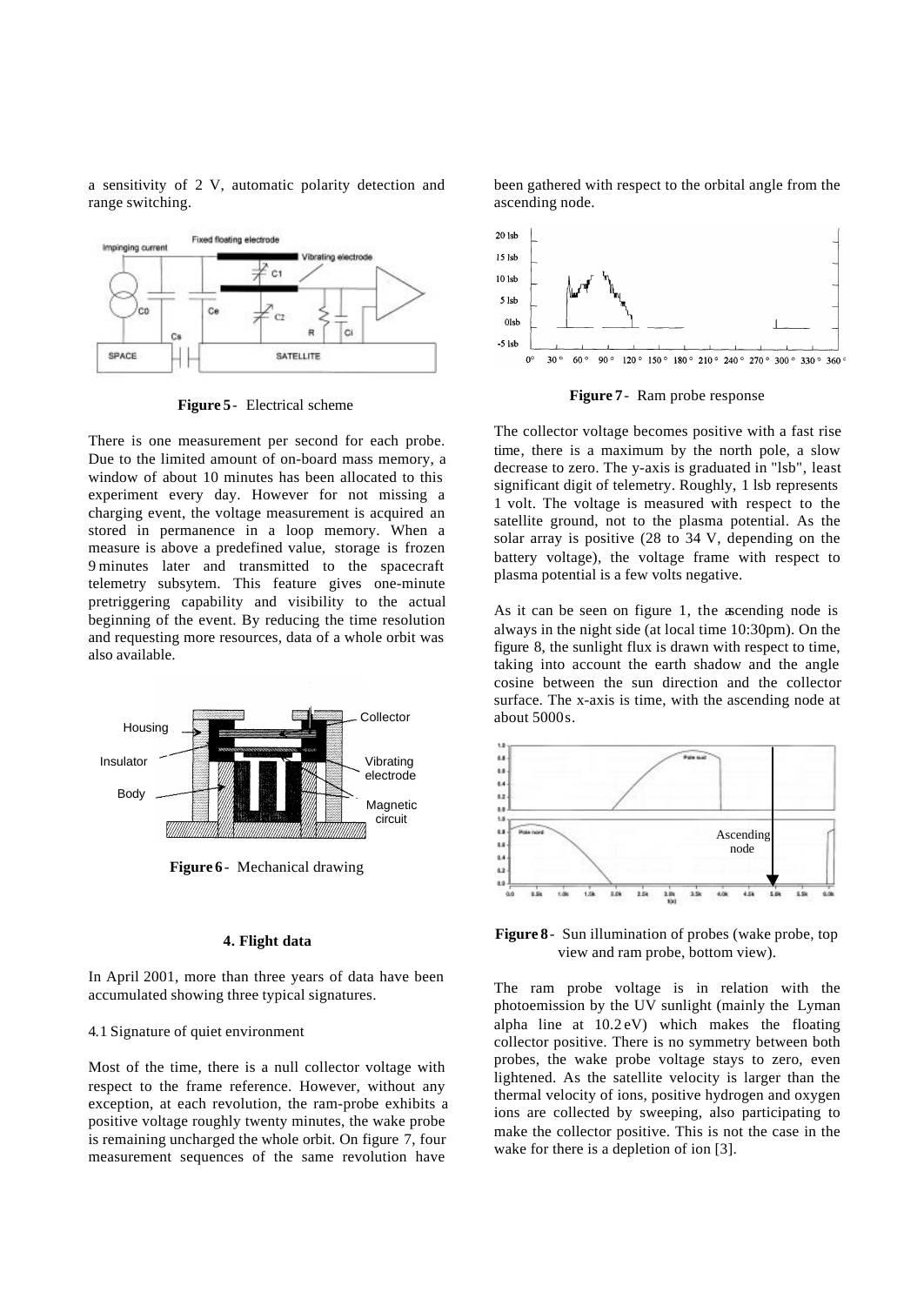a sensitivity of 2 V, automatic polarity detection and range switching.

Impinging current
Fixed floating electrode
Vibrating electrode
C1
C0
Ce
C2
Cs
R
Ci
SPACE
SATELLITE

**Figure 5** - Electrical scheme

There is one measurement per second for each probe. Due to the limited amount of on-board mass memory, a window of about 10 minutes has been allocated to this experiment every day. However for not missing a charging event, the voltage measurement is acquired an stored in permanence in a loop memory. When a measure is above a predefined value, storage is frozen 9 minutes later and transmitted to the spacecraft telemetry subsytem. This feature gives one-minute pretriggering capability and visibility to the actual beginning of the event. By reducing the time resolution and requesting more resources, data of a whole orbit was also available.

Housing
Collector
Insulator
Vibrating electrode
Body
Magnetic circuit

**Figure 6** - Mechanical drawing

## 4. Flight data

In April 2001, more than three years of data have been accumulated showing three typical signatures.

### 4.1 Signature of quiet environment

Most of the time, there is a null collector voltage with respect to the frame reference. However, without any exception, at each revolution, the ram-probe exhibits a positive voltage roughly twenty minutes, the wake probe is remaining uncharged the whole orbit. On figure 7, four measurement sequences of the same revolution have been gathered with respect to the orbital angle from the ascending node.

20 lsb
15 lsb
10 lsb
5 lsb
0lsb
-5 lsb
0° 30° 60° 90° 120° 150° 180° 210° 240° 270° 300° 330° 360°

**Figure 7** - Ram probe response

The collector voltage becomes positive with a fast rise time, there is a maximum by the north pole, a slow decrease to zero. The y-axis is graduated in "lsb", least significant digit of telemetry. Roughly, 1 lsb represents 1 volt. The voltage is measured with respect to the satellite ground, not to the plasma potential. As the solar array is positive (28 to 34 V, depending on the battery voltage), the voltage frame with respect to plasma potential is a few volts negative.

As it can be seen on figure 1, the ascending node is always in the night side (at local time 10:30pm). On the figure 8, the sunlight flux is drawn with respect to time, taking into account the earth shadow and the angle cosine between the sun direction and the collector surface. The x-axis is time, with the ascending node at about 5000s.

Pole sud
Pole nord
Ascending node

**Figure 8** - Sun illumination of probes (wake probe, top view and ram probe, bottom view).

The ram probe voltage is in relation with the photoemission by the UV sunlight (mainly the Lyman alpha line at 10.2 eV) which makes the floating collector positive. There is no symmetry between both probes, the wake probe voltage stays to zero, even lightened. As the satellite velocity is larger than the thermal velocity of ions, positive hydrogen and oxygen ions are collected by sweeping, also participating to make the collector positive. This is not the case in the wake for there is a depletion of ion [3].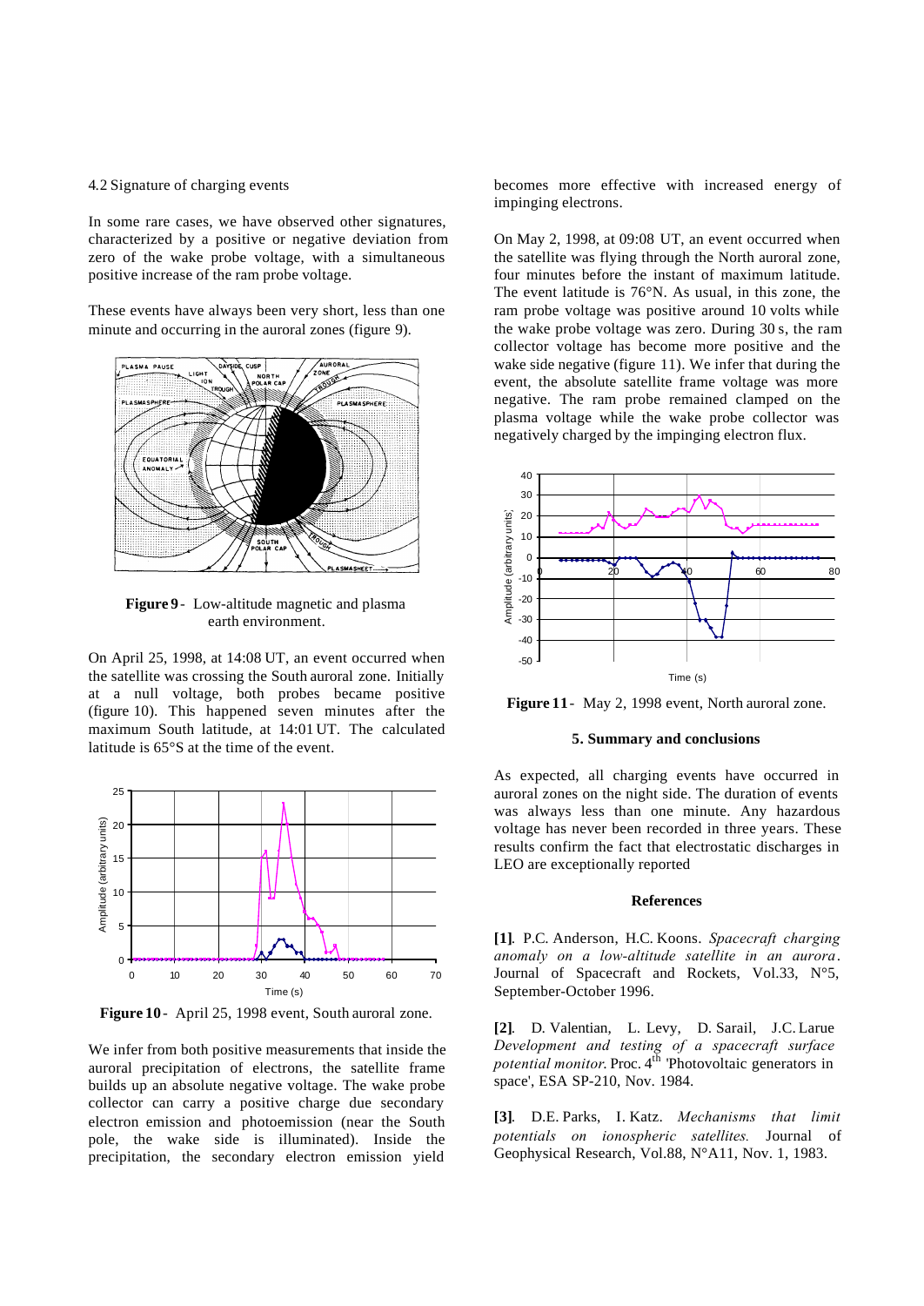4.2 Signature of charging events

In some rare cases, we have observed other signatures, characterized by a positive or negative deviation from zero of the wake probe voltage, with a simultaneous positive increase of the ram probe voltage.

These events have always been very short, less than one minute and occurring in the auroral zones (figure 9).

PLASMA PAUSE
LIGHT ION TROUGH
DAYSIDE CUSP
NORTH POLAR CAP
AURORAL ZONE
TROUGH
PLASMASPHERE
PLASMASPHERE
EQUATORIAL ANOMALY
SOUTH POLAR CAP
TROUGH
PLASMASHEET

**Figure 9** - Low-altitude magnetic and plasma earth environment.

On April 25, 1998, at 14:08 UT, an event occurred when the satellite was crossing the South auroral zone. Initially at a null voltage, both probes became positive (figure 10). This happened seven minutes after the maximum South latitude, at 14:01 UT. The calculated latitude is 65°S at the time of the event.

Amplitude (arbitrary units)
25
20
15
10
5
0
0 10 20 30 40 50 60 70
Time (s)

**Figure 10** - April 25, 1998 event, South auroral zone.

We infer from both positive measurements that inside the auroral precipitation of electrons, the satellite frame builds up an absolute negative voltage. The wake probe collector can carry a positive charge due secondary electron emission and photoemission (near the South pole, the wake side is illuminated). Inside the precipitation, the secondary electron emission yield becomes more effective with increased energy of impinging electrons.

On May 2, 1998, at 09:08 UT, an event occurred when the satellite was flying through the North auroral zone, four minutes before the instant of maximum latitude. The event latitude is 76°N. As usual, in this zone, the ram probe voltage was positive around 10 volts while the wake probe voltage was zero. During 30 s, the ram collector voltage has become more positive and the wake side negative (figure 11). We infer that during the event, the absolute satellite frame voltage was more negative. The ram probe remained clamped on the plasma voltage while the wake probe collector was negatively charged by the impinging electron flux.

Amplitude (arbitrary units)
40
30
20
10
0
-10
-20
-30
-40
-50
0 20 40 60 80
Time (s)

**Figure 11** - May 2, 1998 event, North auroral zone.

## 5. Summary and conclusions

As expected, all charging events have occurred in auroral zones on the night side. The duration of events was always less than one minute. Any hazardous voltage has never been recorded in three years. These results confirm the fact that electrostatic discharges in LEO are exceptionally reported

## References

**[1]**. P.C. Anderson, H.C. Koons. *Spacecraft charging anomaly on a low-altitude satellite in an aurora*. Journal of Spacecraft and Rockets, Vol.33, N°5, September-October 1996.

**[2]**. D. Valentian, L. Levy, D. Sarail, J.C. Larue *Development and testing of a spacecraft surface potential monitor*. Proc. 4th 'Photovoltaic generators in space', ESA SP-210, Nov. 1984.

**[3]**. D.E. Parks, I. Katz. *Mechanisms that limit potentials on ionospheric satellites.* Journal of Geophysical Research, Vol.88, N°A11, Nov. 1, 1983.